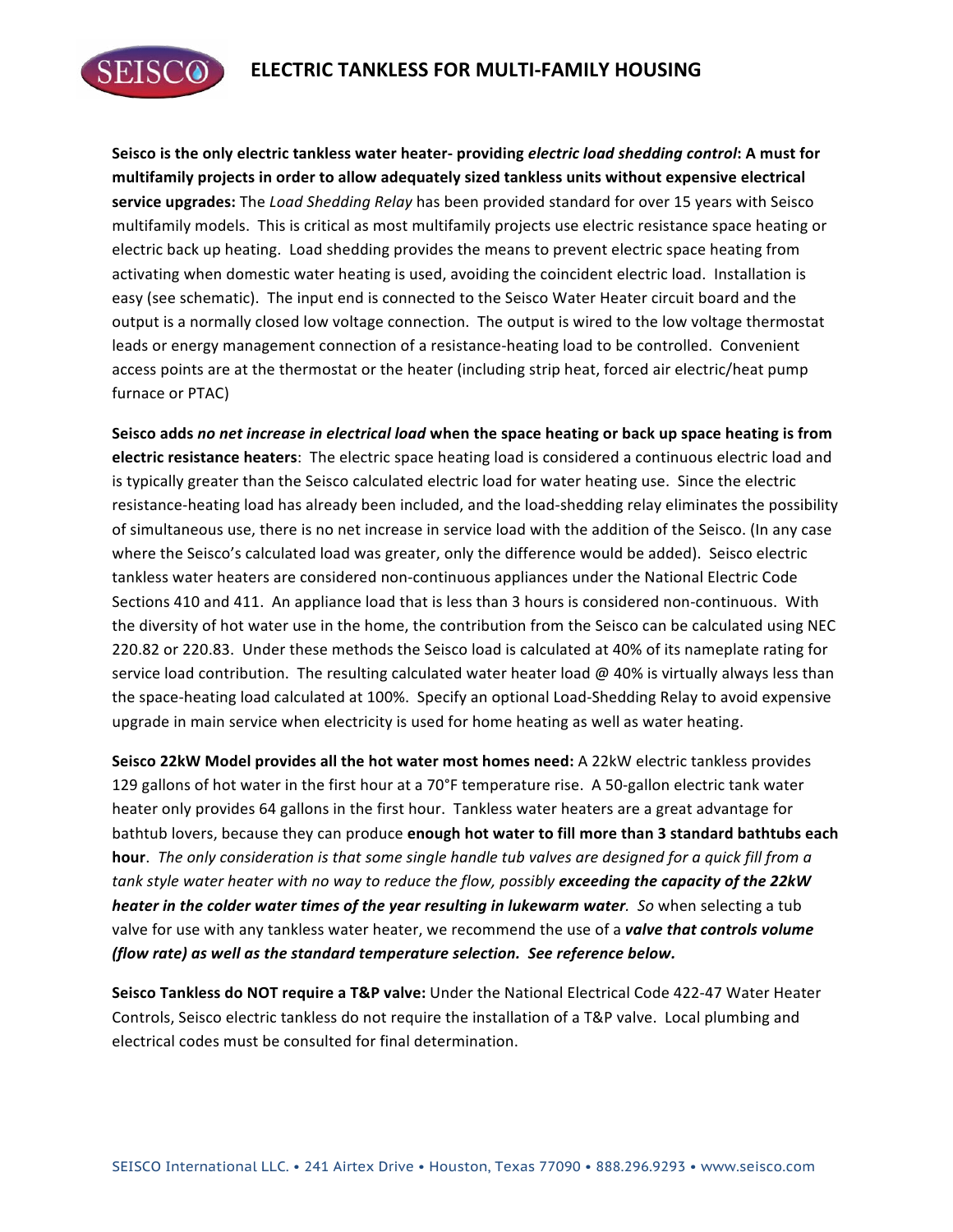# ELECTRIC TANKLESS FOR MULTI-FAMILY HOUSING

**Seisco is the only electric tankless water heater- providing *electric load shedding control*: A must for multifamily projects in order to allow adequately sized tankless units without expensive electrical service upgrades:** The *Load Shedding Relay* has been provided standard for over 15 years with Seisco multifamily models. This is critical as most multifamily projects use electric resistance space heating or electric back up heating. Load shedding provides the means to prevent electric space heating from activating when domestic water heating is used, avoiding the coincident electric load. Installation is easy (see schematic). The input end is connected to the Seisco Water Heater circuit board and the output is a normally closed low voltage connection. The output is wired to the low voltage thermostat leads or energy management connection of a resistance-heating load to be controlled. Convenient access points are at the thermostat or the heater (including strip heat, forced air electric/heat pump furnace or PTAC)

**Seisco adds *no net increase in electrical load* when the space heating or back up space heating is from electric resistance heaters**: The electric space heating load is considered a continuous electric load and is typically greater than the Seisco calculated electric load for water heating use. Since the electric resistance-heating load has already been included, and the load-shedding relay eliminates the possibility of simultaneous use, there is no net increase in service load with the addition of the Seisco. (In any case where the Seisco's calculated load was greater, only the difference would be added). Seisco electric tankless water heaters are considered non-continuous appliances under the National Electric Code Sections 410 and 411. An appliance load that is less than 3 hours is considered non-continuous. With the diversity of hot water use in the home, the contribution from the Seisco can be calculated using NEC 220.82 or 220.83. Under these methods the Seisco load is calculated at 40% of its nameplate rating for service load contribution. The resulting calculated water heater load @ 40% is virtually always less than the space-heating load calculated at 100%. Specify an optional Load-Shedding Relay to avoid expensive upgrade in main service when electricity is used for home heating as well as water heating.

**Seisco 22kW Model provides all the hot water most homes need:** A 22kW electric tankless provides 129 gallons of hot water in the first hour at a 70°F temperature rise. A 50-gallon electric tank water heater only provides 64 gallons in the first hour. Tankless water heaters are a great advantage for bathtub lovers, because they can produce **enough hot water to fill more than 3 standard bathtubs each hour**. *The only consideration is that some single handle tub valves are designed for a quick fill from a tank style water heater with no way to reduce the flow, possibly **exceeding the capacity of the 22kW heater in the colder water times of the year resulting in lukewarm water**. So* when selecting a tub valve for use with any tankless water heater, we recommend the use of a ***valve that controls volume (flow rate) as well as the standard temperature selection. See reference below.***

**Seisco Tankless do NOT require a T&P valve:** Under the National Electrical Code 422-47 Water Heater Controls, Seisco electric tankless do not require the installation of a T&P valve. Local plumbing and electrical codes must be consulted for final determination.

SEISCO International LLC. • 241 Airtex Drive • Houston, Texas 77090 • 888.296.9293 • www.seisco.com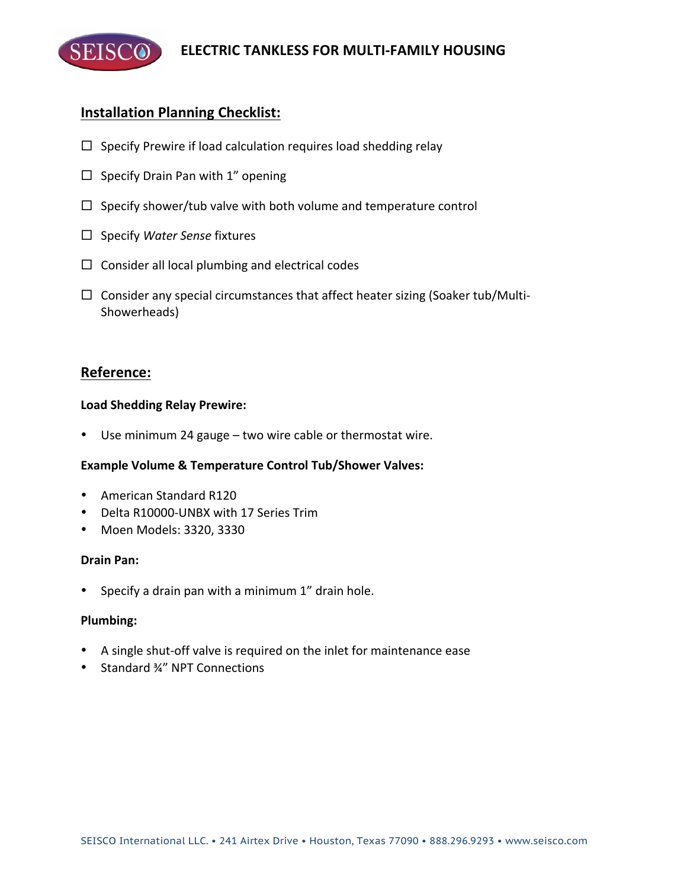## Installation Planning Checklist:

- ☐ Specify Prewire if load calculation requires load shedding relay
- ☐ Specify Drain Pan with 1” opening
- ☐ Specify shower/tub valve with both volume and temperature control
- ☐ Specify *Water Sense* fixtures
- ☐ Consider all local plumbing and electrical codes
- ☐ Consider any special circumstances that affect heater sizing (Soaker tub/Multi-Showerheads)

## Reference:

**Load Shedding Relay Prewire:**

- Use minimum 24 gauge – two wire cable or thermostat wire.

**Example Volume & Temperature Control Tub/Shower Valves:**

- American Standard R120
- Delta R10000-UNBX with 17 Series Trim
- Moen Models: 3320, 3330

**Drain Pan:**

- Specify a drain pan with a minimum 1” drain hole.

**Plumbing:**

- A single shut-off valve is required on the inlet for maintenance ease
- Standard ¾” NPT Connections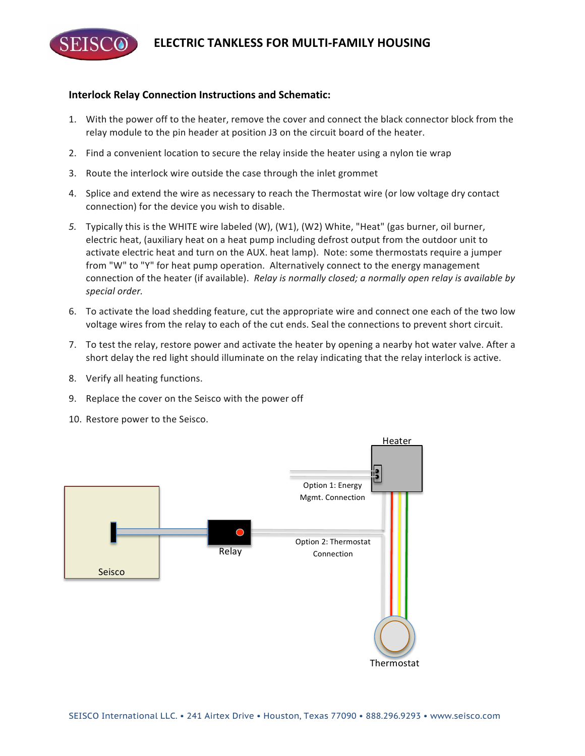# ELECTRIC TANKLESS FOR MULTI-FAMILY HOUSING

## Interlock Relay Connection Instructions and Schematic:

1. With the power off to the heater, remove the cover and connect the black connector block from the relay module to the pin header at position J3 on the circuit board of the heater.
2. Find a convenient location to secure the relay inside the heater using a nylon tie wrap
3. Route the interlock wire outside the case through the inlet grommet
4. Splice and extend the wire as necessary to reach the Thermostat wire (or low voltage dry contact connection) for the device you wish to disable.
5. Typically this is the WHITE wire labeled (W), (W1), (W2) White, "Heat" (gas burner, oil burner, electric heat, (auxiliary heat on a heat pump including defrost output from the outdoor unit to activate electric heat and turn on the AUX. heat lamp). Note: some thermostats require a jumper from "W" to "Y" for heat pump operation. Alternatively connect to the energy management connection of the heater (if available). *Relay is normally closed; a normally open relay is available by special order.*
6. To activate the load shedding feature, cut the appropriate wire and connect one each of the two low voltage wires from the relay to each of the cut ends. Seal the connections to prevent short circuit.
7. To test the relay, restore power and activate the heater by opening a nearby hot water valve. After a short delay the red light should illuminate on the relay indicating that the relay interlock is active.
8. Verify all heating functions.
9. Replace the cover on the Seisco with the power off
10. Restore power to the Seisco.

Heater

Option 1: Energy Mgmt. Connection

Seisco

Relay

Option 2: Thermostat Connection

Thermostat